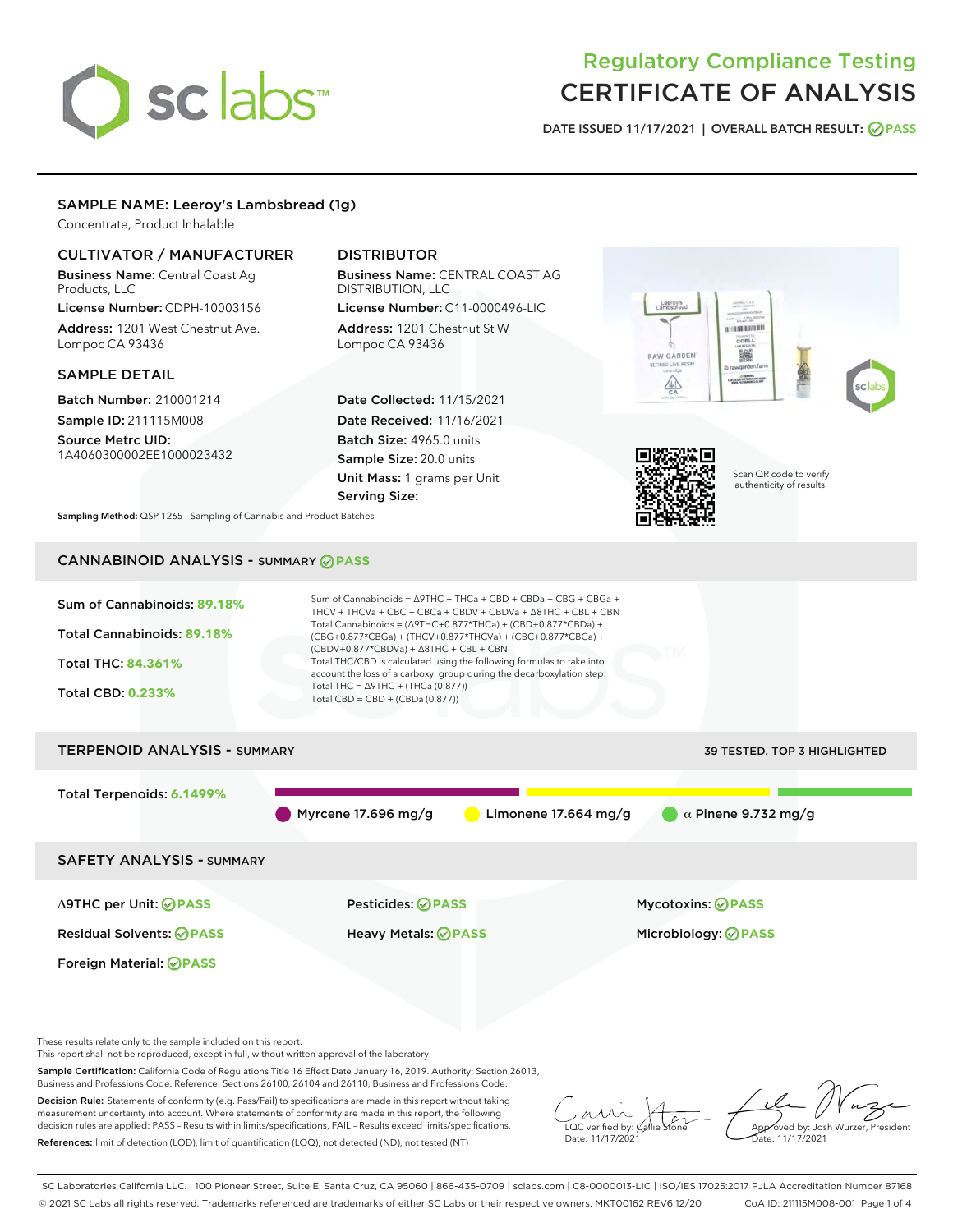# Regulatory Compliance Testing
# CERTIFICATE OF ANALYSIS

DATE ISSUED 11/17/2021 | OVERALL BATCH RESULT: PASS

## SAMPLE NAME: Leeroy's Lambsbread (1g)

Concentrate, Product Inhalable

### CULTIVATOR / MANUFACTURER

**Business Name:** Central Coast Ag Products, LLC

**License Number:** CDPH-10003156

**Address:** 1201 West Chestnut Ave. Lompoc CA 93436

### DISTRIBUTOR

**Business Name:** CENTRAL COAST AG DISTRIBUTION, LLC

**License Number:** C11-0000496-LIC

**Address:** 1201 Chestnut St W Lompoc CA 93436

### SAMPLE DETAIL

**Batch Number:** 210001214

**Sample ID:** 211115M008

**Source Metrc UID:** 1A4060300002EE1000023432

**Date Collected:** 11/15/2021

**Date Received:** 11/16/2021

**Batch Size:** 4965.0 units

**Sample Size:** 20.0 units

**Unit Mass:** 1 grams per Unit

**Serving Size:**

Scan QR code to verify authenticity of results.

**Sampling Method:** QSP 1265 - Sampling of Cannabis and Product Batches

## CANNABINOID ANALYSIS - SUMMARY PASS

**Sum of Cannabinoids:** 89.18%

**Total Cannabinoids:** 89.18%

**Total THC:** 84.361%

**Total CBD:** 0.233%

Sum of Cannabinoids = Δ9THC + THCa + CBD + CBDa + CBG + CBGa + THCV + THCVa + CBC + CBCa + CBDV + CBDVa + Δ8THC + CBL + CBN

Total Cannabinoids = (Δ9THC+0.877*THCa) + (CBD+0.877*CBDa) + (CBG+0.877*CBGa) + (THCV+0.877*THCVa) + (CBC+0.877*CBCa) + (CBDV+0.877*CBDVa) + Δ8THC + CBL + CBN

Total THC/CBD is calculated using the following formulas to take into account the loss of a carboxyl group during the decarboxylation step:

Total THC = Δ9THC + (THCa (0.877))

Total CBD = CBD + (CBDa (0.877))

## TERPENOID ANALYSIS - SUMMARY

39 TESTED, TOP 3 HIGHLIGHTED

**Total Terpenoids:** 6.1499%

Myrcene 17.696 mg/g | Limonene 17.664 mg/g | α Pinene 9.732 mg/g

## SAFETY ANALYSIS - SUMMARY

Δ9THC per Unit: PASS

Pesticides: PASS

Mycotoxins: PASS

Residual Solvents: PASS

Heavy Metals: PASS

Microbiology: PASS

Foreign Material: PASS

These results relate only to the sample included on this report.
This report shall not be reproduced, except in full, without written approval of the laboratory.

**Sample Certification:** California Code of Regulations Title 16 Effect Date January 16, 2019. Authority: Section 26013, Business and Professions Code. Reference: Sections 26100, 26104 and 26110, Business and Professions Code.

**Decision Rule:** Statements of conformity (e.g. Pass/Fail) to specifications are made in this report without taking measurement uncertainty into account. Where statements of conformity are made in this report, the following decision rules are applied: PASS – Results within limits/specifications, FAIL – Results exceed limits/specifications.

**References:** limit of detection (LOD), limit of quantification (LOQ), not detected (ND), not tested (NT)

LQC verified by: Callie Stone
Date: 11/17/2021

Approved by: Josh Wurzer, President
Date: 11/17/2021

SC Laboratories California LLC. | 100 Pioneer Street, Suite E, Santa Cruz, CA 95060 | 866-435-0709 | sclabs.com | C8-0000013-LIC | ISO/IES 17025:2017 PJLA Accreditation Number 87168
© 2021 SC Labs all rights reserved. Trademarks referenced are trademarks of either SC Labs or their respective owners. MKT00162 REV6 12/20 CoA ID: 211115M008-001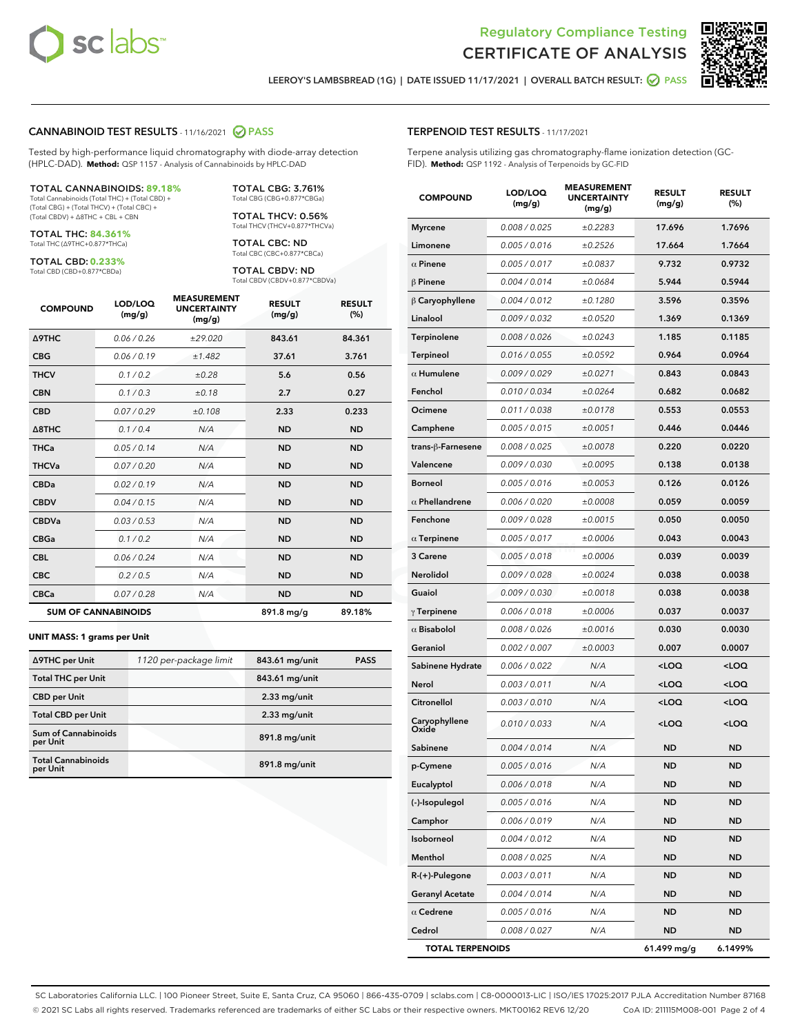# Regulatory Compliance Testing
# CERTIFICATE OF ANALYSIS

LEEROY'S LAMBSBREAD (1G) | DATE ISSUED 11/17/2021 | OVERALL BATCH RESULT: PASS

## CANNABINOID TEST RESULTS - 11/16/2021 PASS

Tested by high-performance liquid chromatography with diode-array detection (HPLC-DAD). **Method:** QSP 1157 - Analysis of Cannabinoids by HPLC-DAD

**TOTAL CANNABINOIDS: 89.18%**
Total Cannabinoids (Total THC) + (Total CBD) + (Total CBG) + (Total THCV) + (Total CBC) + (Total CBDV) + Δ8THC + CBL + CBN

**TOTAL THC: 84.361%**
Total THC (Δ9THC+0.877*THCa)

**TOTAL CBD: 0.233%**
Total CBD (CBD+0.877*CBDa)

**TOTAL CBG: 3.761%**
Total CBG (CBG+0.877*CBGa)

**TOTAL THCV: 0.56%**
Total THCV (THCV+0.877*THCVa)

**TOTAL CBC: ND**
Total CBC (CBC+0.877*CBCa)

**TOTAL CBDV: ND**
Total CBDV (CBDV+0.877*CBDVa)

| COMPOUND | LOD/LOQ (mg/g) | MEASUREMENT UNCERTAINTY (mg/g) | RESULT (mg/g) | RESULT (%) |
|---|---|---|---|---|
| Δ9THC | 0.06 / 0.26 | ±29.020 | 843.61 | 84.361 |
| CBG | 0.06 / 0.19 | ±1.482 | 37.61 | 3.761 |
| THCV | 0.1 / 0.2 | ±0.28 | 5.6 | 0.56 |
| CBN | 0.1 / 0.3 | ±0.18 | 2.7 | 0.27 |
| CBD | 0.07 / 0.29 | ±0.108 | 2.33 | 0.233 |
| Δ8THC | 0.1 / 0.4 | N/A | ND | ND |
| THCa | 0.05 / 0.14 | N/A | ND | ND |
| THCVa | 0.07 / 0.20 | N/A | ND | ND |
| CBDa | 0.02 / 0.19 | N/A | ND | ND |
| CBDV | 0.04 / 0.15 | N/A | ND | ND |
| CBDVa | 0.03 / 0.53 | N/A | ND | ND |
| CBGa | 0.1 / 0.2 | N/A | ND | ND |
| CBL | 0.06 / 0.24 | N/A | ND | ND |
| CBC | 0.2 / 0.5 | N/A | ND | ND |
| CBCa | 0.07 / 0.28 | N/A | ND | ND |
| **SUM OF CANNABINOIDS** | | | 891.8 mg/g | 89.18% |

**UNIT MASS: 1 grams per Unit**

| | | | |
|---|---|---|---|
| Δ9THC per Unit | 1120 per-package limit | 843.61 mg/unit | PASS |
| Total THC per Unit | | 843.61 mg/unit | |
| CBD per Unit | | 2.33 mg/unit | |
| Total CBD per Unit | | 2.33 mg/unit | |
| Sum of Cannabinoids per Unit | | 891.8 mg/unit | |
| Total Cannabinoids per Unit | | 891.8 mg/unit | |

## TERPENOID TEST RESULTS - 11/17/2021

Terpene analysis utilizing gas chromatography-flame ionization detection (GC-FID). **Method:** QSP 1192 - Analysis of Terpenoids by GC-FID

| COMPOUND | LOD/LOQ (mg/g) | MEASUREMENT UNCERTAINTY (mg/g) | RESULT (mg/g) | RESULT (%) |
|---|---|---|---|---|
| Myrcene | 0.008 / 0.025 | ±0.2283 | 17.696 | 1.7696 |
| Limonene | 0.005 / 0.016 | ±0.2526 | 17.664 | 1.7664 |
| α Pinene | 0.005 / 0.017 | ±0.0837 | 9.732 | 0.9732 |
| β Pinene | 0.004 / 0.014 | ±0.0684 | 5.944 | 0.5944 |
| β Caryophyllene | 0.004 / 0.012 | ±0.1280 | 3.596 | 0.3596 |
| Linalool | 0.009 / 0.032 | ±0.0520 | 1.369 | 0.1369 |
| Terpinolene | 0.008 / 0.026 | ±0.0243 | 1.185 | 0.1185 |
| Terpineol | 0.016 / 0.055 | ±0.0592 | 0.964 | 0.0964 |
| α Humulene | 0.009 / 0.029 | ±0.0271 | 0.843 | 0.0843 |
| Fenchol | 0.010 / 0.034 | ±0.0264 | 0.682 | 0.0682 |
| Ocimene | 0.011 / 0.038 | ±0.0178 | 0.553 | 0.0553 |
| Camphene | 0.005 / 0.015 | ±0.0051 | 0.446 | 0.0446 |
| trans-β-Farnesene | 0.008 / 0.025 | ±0.0078 | 0.220 | 0.0220 |
| Valencene | 0.009 / 0.030 | ±0.0095 | 0.138 | 0.0138 |
| Borneol | 0.005 / 0.016 | ±0.0053 | 0.126 | 0.0126 |
| α Phellandrene | 0.006 / 0.020 | ±0.0008 | 0.059 | 0.0059 |
| Fenchone | 0.009 / 0.028 | ±0.0015 | 0.050 | 0.0050 |
| α Terpinene | 0.005 / 0.017 | ±0.0006 | 0.043 | 0.0043 |
| 3 Carene | 0.005 / 0.018 | ±0.0006 | 0.039 | 0.0039 |
| Nerolidol | 0.009 / 0.028 | ±0.0024 | 0.038 | 0.0038 |
| Guaiol | 0.009 / 0.030 | ±0.0018 | 0.038 | 0.0038 |
| γ Terpinene | 0.006 / 0.018 | ±0.0006 | 0.037 | 0.0037 |
| α Bisabolol | 0.008 / 0.026 | ±0.0016 | 0.030 | 0.0030 |
| Geraniol | 0.002 / 0.007 | ±0.0003 | 0.007 | 0.0007 |
| Sabinene Hydrate | 0.006 / 0.022 | N/A | <LOQ | <LOQ |
| Nerol | 0.003 / 0.011 | N/A | <LOQ | <LOQ |
| Citronellol | 0.003 / 0.010 | N/A | <LOQ | <LOQ |
| Caryophyllene Oxide | 0.010 / 0.033 | N/A | <LOQ | <LOQ |
| Sabinene | 0.004 / 0.014 | N/A | ND | ND |
| p-Cymene | 0.005 / 0.016 | N/A | ND | ND |
| Eucalyptol | 0.006 / 0.018 | N/A | ND | ND |
| (-)-Isopulegol | 0.005 / 0.016 | N/A | ND | ND |
| Camphor | 0.006 / 0.019 | N/A | ND | ND |
| Isoborneol | 0.004 / 0.012 | N/A | ND | ND |
| Menthol | 0.008 / 0.025 | N/A | ND | ND |
| R-(+)-Pulegone | 0.003 / 0.011 | N/A | ND | ND |
| Geranyl Acetate | 0.004 / 0.014 | N/A | ND | ND |
| α Cedrene | 0.005 / 0.016 | N/A | ND | ND |
| Cedrol | 0.008 / 0.027 | N/A | ND | ND |
| **TOTAL TERPENOIDS** | | | 61.499 mg/g | 6.1499% |

SC Laboratories California LLC. | 100 Pioneer Street, Suite E, Santa Cruz, CA 95060 | 866-435-0709 | sclabs.com | C8-0000013-LIC | ISO/IES 17025:2017 PJLA Accreditation Number 87168
© 2021 SC Labs all rights reserved. Trademarks referenced are trademarks of either SC Labs or their respective owners. MKT00162 REV6 12/20 CoA ID: 211115M008-001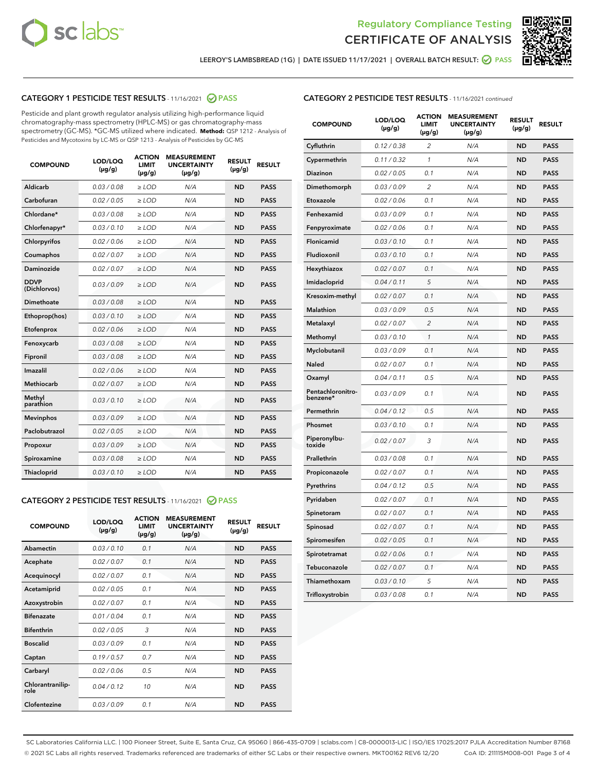Regulatory Compliance Testing
CERTIFICATE OF ANALYSIS

LEEROY'S LAMBSBREAD (1G) | DATE ISSUED 11/17/2021 | OVERALL BATCH RESULT: PASS

## CATEGORY 1 PESTICIDE TEST RESULTS - 11/16/2021 PASS

Pesticide and plant growth regulator analysis utilizing high-performance liquid chromatography-mass spectrometry (HPLC-MS) or gas chromatography-mass spectrometry (GC-MS). *GC-MS utilized where indicated. **Method:** QSP 1212 - Analysis of Pesticides and Mycotoxins by LC-MS or QSP 1213 - Analysis of Pesticides by GC-MS

| COMPOUND | LOD/LOQ (µg/g) | ACTION LIMIT (µg/g) | MEASUREMENT UNCERTAINTY (µg/g) | RESULT (µg/g) | RESULT |
|---|---|---|---|---|---|
| Aldicarb | 0.03 / 0.08 | ≥ LOD | N/A | ND | PASS |
| Carbofuran | 0.02 / 0.05 | ≥ LOD | N/A | ND | PASS |
| Chlordane* | 0.03 / 0.08 | ≥ LOD | N/A | ND | PASS |
| Chlorfenapyr* | 0.03 / 0.10 | ≥ LOD | N/A | ND | PASS |
| Chlorpyrifos | 0.02 / 0.06 | ≥ LOD | N/A | ND | PASS |
| Coumaphos | 0.02 / 0.07 | ≥ LOD | N/A | ND | PASS |
| Daminozide | 0.02 / 0.07 | ≥ LOD | N/A | ND | PASS |
| DDVP (Dichlorvos) | 0.03 / 0.09 | ≥ LOD | N/A | ND | PASS |
| Dimethoate | 0.03 / 0.08 | ≥ LOD | N/A | ND | PASS |
| Ethoprop(hos) | 0.03 / 0.10 | ≥ LOD | N/A | ND | PASS |
| Etofenprox | 0.02 / 0.06 | ≥ LOD | N/A | ND | PASS |
| Fenoxycarb | 0.03 / 0.08 | ≥ LOD | N/A | ND | PASS |
| Fipronil | 0.03 / 0.08 | ≥ LOD | N/A | ND | PASS |
| Imazalil | 0.02 / 0.06 | ≥ LOD | N/A | ND | PASS |
| Methiocarb | 0.02 / 0.07 | ≥ LOD | N/A | ND | PASS |
| Methyl parathion | 0.03 / 0.10 | ≥ LOD | N/A | ND | PASS |
| Mevinphos | 0.03 / 0.09 | ≥ LOD | N/A | ND | PASS |
| Paclobutrazol | 0.02 / 0.05 | ≥ LOD | N/A | ND | PASS |
| Propoxur | 0.03 / 0.09 | ≥ LOD | N/A | ND | PASS |
| Spiroxamine | 0.03 / 0.08 | ≥ LOD | N/A | ND | PASS |
| Thiacloprid | 0.03 / 0.10 | ≥ LOD | N/A | ND | PASS |

## CATEGORY 2 PESTICIDE TEST RESULTS - 11/16/2021 PASS

| COMPOUND | LOD/LOQ (µg/g) | ACTION LIMIT (µg/g) | MEASUREMENT UNCERTAINTY (µg/g) | RESULT (µg/g) | RESULT |
|---|---|---|---|---|---|
| Abamectin | 0.03 / 0.10 | 0.1 | N/A | ND | PASS |
| Acephate | 0.02 / 0.07 | 0.1 | N/A | ND | PASS |
| Acequinocyl | 0.02 / 0.07 | 0.1 | N/A | ND | PASS |
| Acetamiprid | 0.02 / 0.05 | 0.1 | N/A | ND | PASS |
| Azoxystrobin | 0.02 / 0.07 | 0.1 | N/A | ND | PASS |
| Bifenazate | 0.01 / 0.04 | 0.1 | N/A | ND | PASS |
| Bifenthrin | 0.02 / 0.05 | 3 | N/A | ND | PASS |
| Boscalid | 0.03 / 0.09 | 0.1 | N/A | ND | PASS |
| Captan | 0.19 / 0.57 | 0.7 | N/A | ND | PASS |
| Carbaryl | 0.02 / 0.06 | 0.5 | N/A | ND | PASS |
| Chlorantraniliprole | 0.04 / 0.12 | 10 | N/A | ND | PASS |
| Clofentezine | 0.03 / 0.09 | 0.1 | N/A | ND | PASS |
| Cyfluthrin | 0.12 / 0.38 | 2 | N/A | ND | PASS |
| Cypermethrin | 0.11 / 0.32 | 1 | N/A | ND | PASS |
| Diazinon | 0.02 / 0.05 | 0.1 | N/A | ND | PASS |
| Dimethomorph | 0.03 / 0.09 | 2 | N/A | ND | PASS |
| Etoxazole | 0.02 / 0.06 | 0.1 | N/A | ND | PASS |
| Fenhexamid | 0.03 / 0.09 | 0.1 | N/A | ND | PASS |
| Fenpyroximate | 0.02 / 0.06 | 0.1 | N/A | ND | PASS |
| Flonicamid | 0.03 / 0.10 | 0.1 | N/A | ND | PASS |
| Fludioxonil | 0.03 / 0.10 | 0.1 | N/A | ND | PASS |
| Hexythiazox | 0.02 / 0.07 | 0.1 | N/A | ND | PASS |
| Imidacloprid | 0.04 / 0.11 | 5 | N/A | ND | PASS |
| Kresoxim-methyl | 0.02 / 0.07 | 0.1 | N/A | ND | PASS |
| Malathion | 0.03 / 0.09 | 0.5 | N/A | ND | PASS |
| Metalaxyl | 0.02 / 0.07 | 2 | N/A | ND | PASS |
| Methomyl | 0.03 / 0.10 | 1 | N/A | ND | PASS |
| Myclobutanil | 0.03 / 0.09 | 0.1 | N/A | ND | PASS |
| Naled | 0.02 / 0.07 | 0.1 | N/A | ND | PASS |
| Oxamyl | 0.04 / 0.11 | 0.5 | N/A | ND | PASS |
| Pentachloronitrobenzene* | 0.03 / 0.09 | 0.1 | N/A | ND | PASS |
| Permethrin | 0.04 / 0.12 | 0.5 | N/A | ND | PASS |
| Phosmet | 0.03 / 0.10 | 0.1 | N/A | ND | PASS |
| Piperonylbutoxide | 0.02 / 0.07 | 3 | N/A | ND | PASS |
| Prallethrin | 0.03 / 0.08 | 0.1 | N/A | ND | PASS |
| Propiconazole | 0.02 / 0.07 | 0.1 | N/A | ND | PASS |
| Pyrethrins | 0.04 / 0.12 | 0.5 | N/A | ND | PASS |
| Pyridaben | 0.02 / 0.07 | 0.1 | N/A | ND | PASS |
| Spinetoram | 0.02 / 0.07 | 0.1 | N/A | ND | PASS |
| Spinosad | 0.02 / 0.07 | 0.1 | N/A | ND | PASS |
| Spiromesifen | 0.02 / 0.05 | 0.1 | N/A | ND | PASS |
| Spirotetramat | 0.02 / 0.06 | 0.1 | N/A | ND | PASS |
| Tebuconazole | 0.02 / 0.07 | 0.1 | N/A | ND | PASS |
| Thiamethoxam | 0.03 / 0.10 | 5 | N/A | ND | PASS |
| Trifloxystrobin | 0.03 / 0.08 | 0.1 | N/A | ND | PASS |

SC Laboratories California LLC. | 100 Pioneer Street, Suite E, Santa Cruz, CA 95060 | 866-435-0709 | sclabs.com | C8-0000013-LIC | ISO/IES 17025:2017 PJLA Accreditation Number 87168
© 2021 SC Labs all rights reserved. Trademarks referenced are trademarks of either SC Labs or their respective owners. MKT00162 REV6 12/20 CoA ID: 211115M008-001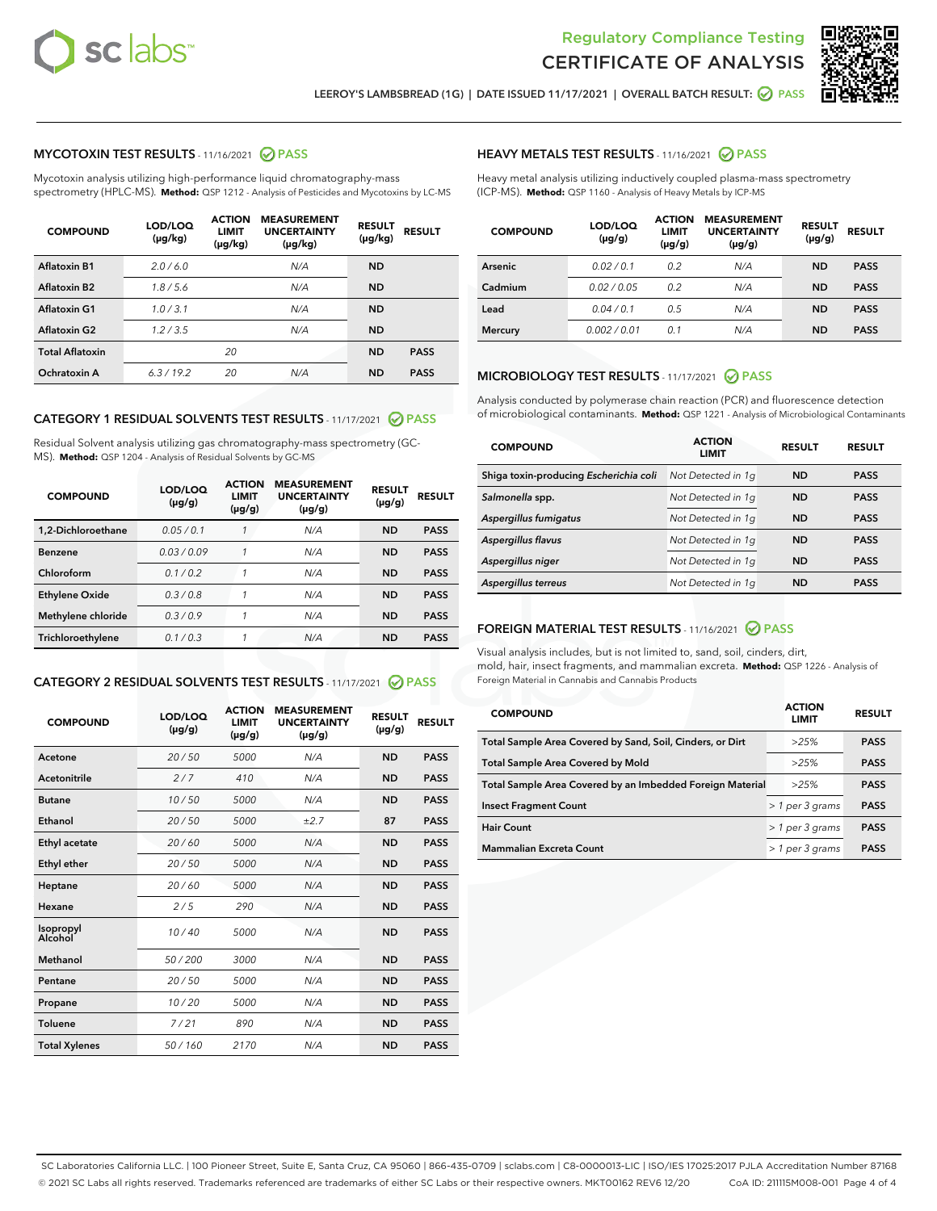Regulatory Compliance Testing
# CERTIFICATE OF ANALYSIS

LEEROY'S LAMBSBREAD (1G) | DATE ISSUED 11/17/2021 | OVERALL BATCH RESULT: PASS

## MYCOTOXIN TEST RESULTS - 11/16/2021 PASS

Mycotoxin analysis utilizing high-performance liquid chromatography-mass spectrometry (HPLC-MS). **Method:** QSP 1212 - Analysis of Pesticides and Mycotoxins by LC-MS

| COMPOUND | LOD/LOQ (µg/kg) | ACTION LIMIT (µg/kg) | MEASUREMENT UNCERTAINTY (µg/kg) | RESULT (µg/kg) | RESULT |
|---|---|---|---|---|---|
| Aflatoxin B1 | 2.0 / 6.0 | | N/A | ND | |
| Aflatoxin B2 | 1.8 / 5.6 | | N/A | ND | |
| Aflatoxin G1 | 1.0 / 3.1 | | N/A | ND | |
| Aflatoxin G2 | 1.2 / 3.5 | | N/A | ND | |
| Total Aflatoxin | | 20 | | ND | PASS |
| Ochratoxin A | 6.3 / 19.2 | 20 | N/A | ND | PASS |

## CATEGORY 1 RESIDUAL SOLVENTS TEST RESULTS - 11/17/2021 PASS

Residual Solvent analysis utilizing gas chromatography-mass spectrometry (GC-MS). **Method:** QSP 1204 - Analysis of Residual Solvents by GC-MS

| COMPOUND | LOD/LOQ (µg/g) | ACTION LIMIT (µg/g) | MEASUREMENT UNCERTAINTY (µg/g) | RESULT (µg/g) | RESULT |
|---|---|---|---|---|---|
| 1,2-Dichloroethane | 0.05 / 0.1 | 1 | N/A | ND | PASS |
| Benzene | 0.03 / 0.09 | 1 | N/A | ND | PASS |
| Chloroform | 0.1 / 0.2 | 1 | N/A | ND | PASS |
| Ethylene Oxide | 0.3 / 0.8 | 1 | N/A | ND | PASS |
| Methylene chloride | 0.3 / 0.9 | 1 | N/A | ND | PASS |
| Trichloroethylene | 0.1 / 0.3 | 1 | N/A | ND | PASS |

## CATEGORY 2 RESIDUAL SOLVENTS TEST RESULTS - 11/17/2021 PASS

| COMPOUND | LOD/LOQ (µg/g) | ACTION LIMIT (µg/g) | MEASUREMENT UNCERTAINTY (µg/g) | RESULT (µg/g) | RESULT |
|---|---|---|---|---|---|
| Acetone | 20 / 50 | 5000 | N/A | ND | PASS |
| Acetonitrile | 2 / 7 | 410 | N/A | ND | PASS |
| Butane | 10 / 50 | 5000 | N/A | ND | PASS |
| Ethanol | 20 / 50 | 5000 | ±2.7 | 87 | PASS |
| Ethyl acetate | 20 / 60 | 5000 | N/A | ND | PASS |
| Ethyl ether | 20 / 50 | 5000 | N/A | ND | PASS |
| Heptane | 20 / 60 | 5000 | N/A | ND | PASS |
| Hexane | 2 / 5 | 290 | N/A | ND | PASS |
| Isopropyl Alcohol | 10 / 40 | 5000 | N/A | ND | PASS |
| Methanol | 50 / 200 | 3000 | N/A | ND | PASS |
| Pentane | 20 / 50 | 5000 | N/A | ND | PASS |
| Propane | 10 / 20 | 5000 | N/A | ND | PASS |
| Toluene | 7 / 21 | 890 | N/A | ND | PASS |
| Total Xylenes | 50 / 160 | 2170 | N/A | ND | PASS |

## HEAVY METALS TEST RESULTS - 11/16/2021 PASS

Heavy metal analysis utilizing inductively coupled plasma-mass spectrometry (ICP-MS). **Method:** QSP 1160 - Analysis of Heavy Metals by ICP-MS

| COMPOUND | LOD/LOQ (µg/g) | ACTION LIMIT (µg/g) | MEASUREMENT UNCERTAINTY (µg/g) | RESULT (µg/g) | RESULT |
|---|---|---|---|---|---|
| Arsenic | 0.02 / 0.1 | 0.2 | N/A | ND | PASS |
| Cadmium | 0.02 / 0.05 | 0.2 | N/A | ND | PASS |
| Lead | 0.04 / 0.1 | 0.5 | N/A | ND | PASS |
| Mercury | 0.002 / 0.01 | 0.1 | N/A | ND | PASS |

## MICROBIOLOGY TEST RESULTS - 11/17/2021 PASS

Analysis conducted by polymerase chain reaction (PCR) and fluorescence detection of microbiological contaminants. **Method:** QSP 1221 - Analysis of Microbiological Contaminants

| COMPOUND | ACTION LIMIT | RESULT | RESULT |
|---|---|---|---|
| Shiga toxin-producing *Escherichia coli* | Not Detected in 1g | ND | PASS |
| *Salmonella* spp. | Not Detected in 1g | ND | PASS |
| *Aspergillus fumigatus* | Not Detected in 1g | ND | PASS |
| *Aspergillus flavus* | Not Detected in 1g | ND | PASS |
| *Aspergillus niger* | Not Detected in 1g | ND | PASS |
| *Aspergillus terreus* | Not Detected in 1g | ND | PASS |

## FOREIGN MATERIAL TEST RESULTS - 11/16/2021 PASS

Visual analysis includes, but is not limited to, sand, soil, cinders, dirt, mold, hair, insect fragments, and mammalian excreta. **Method:** QSP 1226 - Analysis of Foreign Material in Cannabis and Cannabis Products

| COMPOUND | ACTION LIMIT | RESULT |
|---|---|---|
| Total Sample Area Covered by Sand, Soil, Cinders, or Dirt | >25% | PASS |
| Total Sample Area Covered by Mold | >25% | PASS |
| Total Sample Area Covered by an Imbedded Foreign Material | >25% | PASS |
| Insect Fragment Count | > 1 per 3 grams | PASS |
| Hair Count | > 1 per 3 grams | PASS |
| Mammalian Excreta Count | > 1 per 3 grams | PASS |

SC Laboratories California LLC. | 100 Pioneer Street, Suite E, Santa Cruz, CA 95060 | 866-435-0709 | sclabs.com | C8-0000013-LIC | ISO/IES 17025:2017 PJLA Accreditation Number 87168
© 2021 SC Labs all rights reserved. Trademarks referenced are trademarks of either SC Labs or their respective owners. MKT00162 REV6 12/20 CoA ID: 211115M008-001